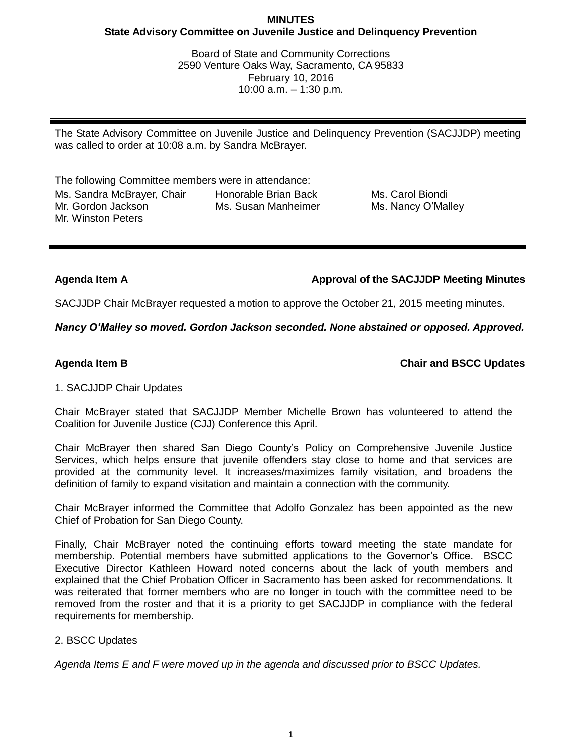**MINUTES**
**State Advisory Committee on Juvenile Justice and Delinquency Prevention**

Board of State and Community Corrections
2590 Venture Oaks Way, Sacramento, CA 95833
February 10, 2016
10:00 a.m. – 1:30 p.m.

---

The State Advisory Committee on Juvenile Justice and Delinquency Prevention (SACJJDP) meeting was called to order at 10:08 a.m. by Sandra McBrayer.

The following Committee members were in attendance:

| | | |
|---|---|---|
| Ms. Sandra McBrayer, Chair | Honorable Brian Back | Ms. Carol Biondi |
| Mr. Gordon Jackson | Ms. Susan Manheimer | Ms. Nancy O'Malley |
| Mr. Winston Peters | | |

---

**Agenda Item A** **Approval of the SACJJDP Meeting Minutes**

SACJJDP Chair McBrayer requested a motion to approve the October 21, 2015 meeting minutes.

***Nancy O'Malley so moved. Gordon Jackson seconded. None abstained or opposed. Approved.***

**Agenda Item B** **Chair and BSCC Updates**

1. SACJJDP Chair Updates

Chair McBrayer stated that SACJJDP Member Michelle Brown has volunteered to attend the Coalition for Juvenile Justice (CJJ) Conference this April.

Chair McBrayer then shared San Diego County's Policy on Comprehensive Juvenile Justice Services, which helps ensure that juvenile offenders stay close to home and that services are provided at the community level. It increases/maximizes family visitation, and broadens the definition of family to expand visitation and maintain a connection with the community.

Chair McBrayer informed the Committee that Adolfo Gonzalez has been appointed as the new Chief of Probation for San Diego County.

Finally, Chair McBrayer noted the continuing efforts toward meeting the state mandate for membership. Potential members have submitted applications to the Governor's Office. BSCC Executive Director Kathleen Howard noted concerns about the lack of youth members and explained that the Chief Probation Officer in Sacramento has been asked for recommendations. It was reiterated that former members who are no longer in touch with the committee need to be removed from the roster and that it is a priority to get SACJJDP in compliance with the federal requirements for membership.

2. BSCC Updates

*Agenda Items E and F were moved up in the agenda and discussed prior to BSCC Updates.*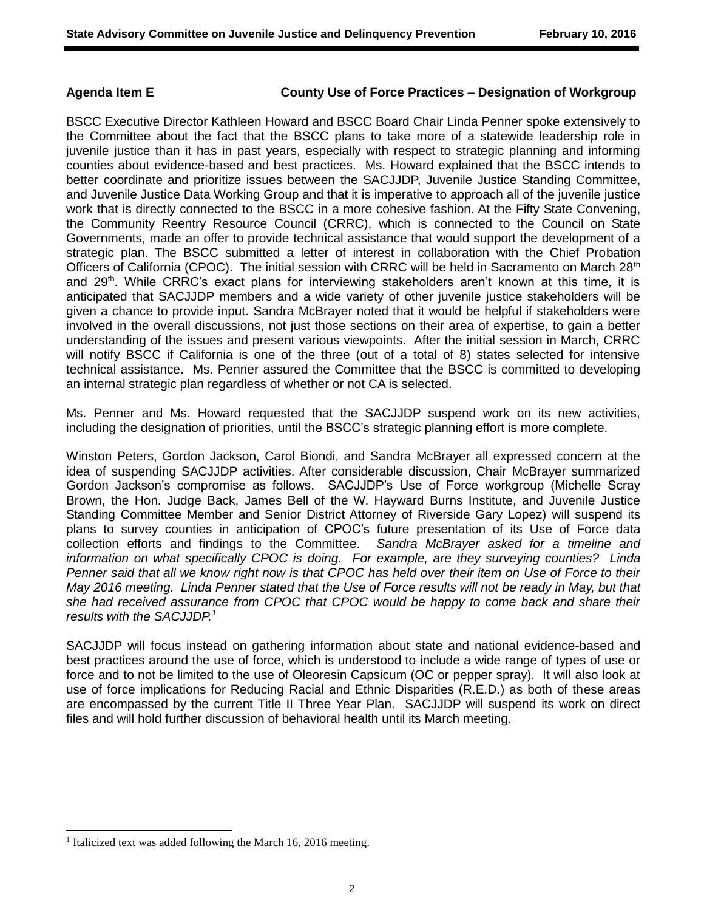**Agenda Item E** **County Use of Force Practices – Designation of Workgroup**

BSCC Executive Director Kathleen Howard and BSCC Board Chair Linda Penner spoke extensively to the Committee about the fact that the BSCC plans to take more of a statewide leadership role in juvenile justice than it has in past years, especially with respect to strategic planning and informing counties about evidence-based and best practices. Ms. Howard explained that the BSCC intends to better coordinate and prioritize issues between the SACJJDP, Juvenile Justice Standing Committee, and Juvenile Justice Data Working Group and that it is imperative to approach all of the juvenile justice work that is directly connected to the BSCC in a more cohesive fashion. At the Fifty State Convening, the Community Reentry Resource Council (CRRC), which is connected to the Council on State Governments, made an offer to provide technical assistance that would support the development of a strategic plan. The BSCC submitted a letter of interest in collaboration with the Chief Probation Officers of California (CPOC). The initial session with CRRC will be held in Sacramento on March 28th and 29th. While CRRC's exact plans for interviewing stakeholders aren't known at this time, it is anticipated that SACJJDP members and a wide variety of other juvenile justice stakeholders will be given a chance to provide input. Sandra McBrayer noted that it would be helpful if stakeholders were involved in the overall discussions, not just those sections on their area of expertise, to gain a better understanding of the issues and present various viewpoints. After the initial session in March, CRRC will notify BSCC if California is one of the three (out of a total of 8) states selected for intensive technical assistance. Ms. Penner assured the Committee that the BSCC is committed to developing an internal strategic plan regardless of whether or not CA is selected.

Ms. Penner and Ms. Howard requested that the SACJJDP suspend work on its new activities, including the designation of priorities, until the BSCC's strategic planning effort is more complete.

Winston Peters, Gordon Jackson, Carol Biondi, and Sandra McBrayer all expressed concern at the idea of suspending SACJJDP activities. After considerable discussion, Chair McBrayer summarized Gordon Jackson's compromise as follows. SACJJDP's Use of Force workgroup (Michelle Scray Brown, the Hon. Judge Back, James Bell of the W. Hayward Burns Institute, and Juvenile Justice Standing Committee Member and Senior District Attorney of Riverside Gary Lopez) will suspend its plans to survey counties in anticipation of CPOC's future presentation of its Use of Force data collection efforts and findings to the Committee. *Sandra McBrayer asked for a timeline and information on what specifically CPOC is doing. For example, are they surveying counties? Linda Penner said that all we know right now is that CPOC has held over their item on Use of Force to their May 2016 meeting. Linda Penner stated that the Use of Force results will not be ready in May, but that she had received assurance from CPOC that CPOC would be happy to come back and share their results with the SACJJDP.*[1]

SACJJDP will focus instead on gathering information about state and national evidence-based and best practices around the use of force, which is understood to include a wide range of types of use or force and to not be limited to the use of Oleoresin Capsicum (OC or pepper spray). It will also look at use of force implications for Reducing Racial and Ethnic Disparities (R.E.D.) as both of these areas are encompassed by the current Title II Three Year Plan. SACJJDP will suspend its work on direct files and will hold further discussion of behavioral health until its March meeting.

[1] Italicized text was added following the March 16, 2016 meeting.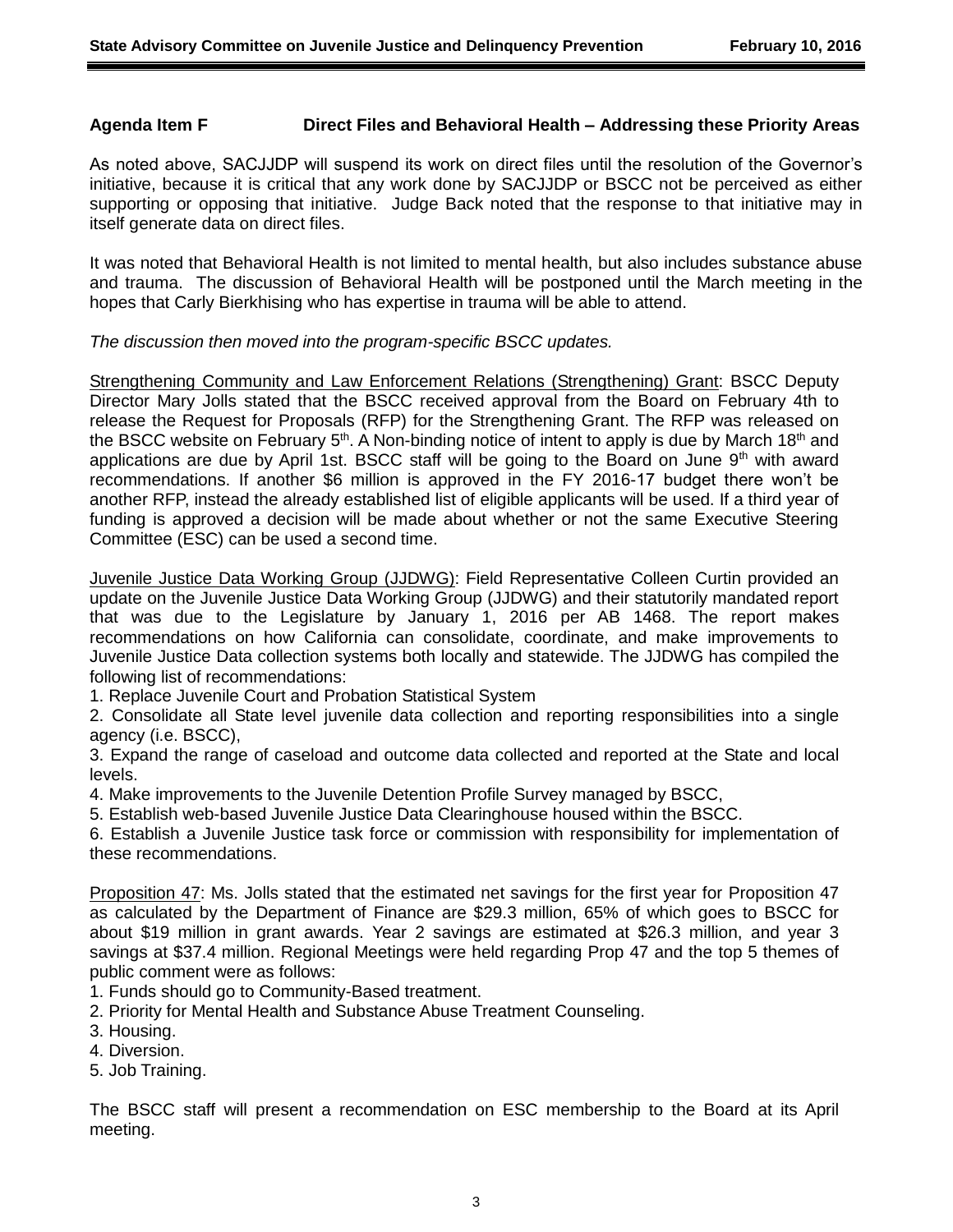**Agenda Item F    Direct Files and Behavioral Health – Addressing these Priority Areas**

As noted above, SACJJDP will suspend its work on direct files until the resolution of the Governor's initiative, because it is critical that any work done by SACJJDP or BSCC not be perceived as either supporting or opposing that initiative. Judge Back noted that the response to that initiative may in itself generate data on direct files.

It was noted that Behavioral Health is not limited to mental health, but also includes substance abuse and trauma. The discussion of Behavioral Health will be postponed until the March meeting in the hopes that Carly Bierkhising who has expertise in trauma will be able to attend.

*The discussion then moved into the program-specific BSCC updates.*

Strengthening Community and Law Enforcement Relations (Strengthening) Grant: BSCC Deputy Director Mary Jolls stated that the BSCC received approval from the Board on February 4th to release the Request for Proposals (RFP) for the Strengthening Grant. The RFP was released on the BSCC website on February 5th. A Non-binding notice of intent to apply is due by March 18th and applications are due by April 1st. BSCC staff will be going to the Board on June 9th with award recommendations. If another $6 million is approved in the FY 2016-17 budget there won't be another RFP, instead the already established list of eligible applicants will be used. If a third year of funding is approved a decision will be made about whether or not the same Executive Steering Committee (ESC) can be used a second time.

Juvenile Justice Data Working Group (JJDWG): Field Representative Colleen Curtin provided an update on the Juvenile Justice Data Working Group (JJDWG) and their statutorily mandated report that was due to the Legislature by January 1, 2016 per AB 1468. The report makes recommendations on how California can consolidate, coordinate, and make improvements to Juvenile Justice Data collection systems both locally and statewide. The JJDWG has compiled the following list of recommendations:

1. Replace Juvenile Court and Probation Statistical System
2. Consolidate all State level juvenile data collection and reporting responsibilities into a single agency (i.e. BSCC),
3. Expand the range of caseload and outcome data collected and reported at the State and local levels.
4. Make improvements to the Juvenile Detention Profile Survey managed by BSCC,
5. Establish web-based Juvenile Justice Data Clearinghouse housed within the BSCC.
6. Establish a Juvenile Justice task force or commission with responsibility for implementation of these recommendations.

Proposition 47: Ms. Jolls stated that the estimated net savings for the first year for Proposition 47 as calculated by the Department of Finance are $29.3 million, 65% of which goes to BSCC for about $19 million in grant awards. Year 2 savings are estimated at $26.3 million, and year 3 savings at $37.4 million. Regional Meetings were held regarding Prop 47 and the top 5 themes of public comment were as follows:

1. Funds should go to Community-Based treatment.
2. Priority for Mental Health and Substance Abuse Treatment Counseling.
3. Housing.
4. Diversion.
5. Job Training.

The BSCC staff will present a recommendation on ESC membership to the Board at its April meeting.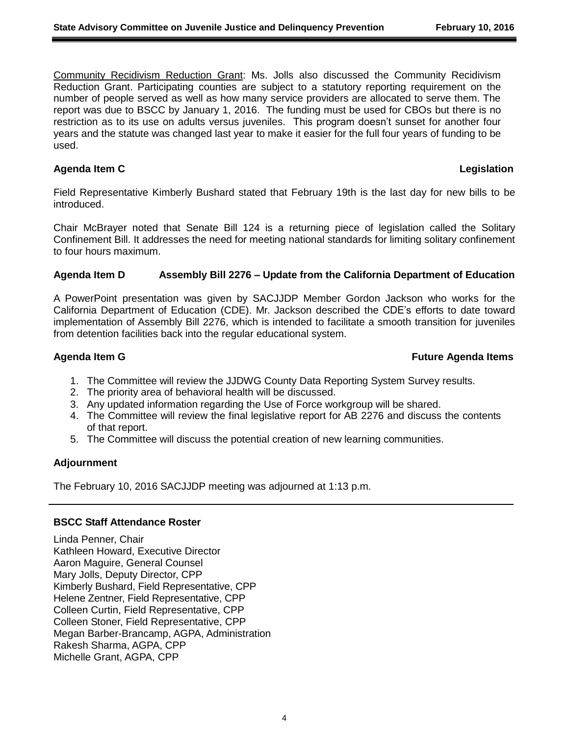Community Recidivism Reduction Grant: Ms. Jolls also discussed the Community Recidivism Reduction Grant. Participating counties are subject to a statutory reporting requirement on the number of people served as well as how many service providers are allocated to serve them. The report was due to BSCC by January 1, 2016. The funding must be used for CBOs but there is no restriction as to its use on adults versus juveniles. This program doesn't sunset for another four years and the statute was changed last year to make it easier for the full four years of funding to be used.

**Agenda Item C — Legislation**

Field Representative Kimberly Bushard stated that February 19th is the last day for new bills to be introduced.

Chair McBrayer noted that Senate Bill 124 is a returning piece of legislation called the Solitary Confinement Bill. It addresses the need for meeting national standards for limiting solitary confinement to four hours maximum.

**Agenda Item D — Assembly Bill 2276 – Update from the California Department of Education**

A PowerPoint presentation was given by SACJJDP Member Gordon Jackson who works for the California Department of Education (CDE). Mr. Jackson described the CDE's efforts to date toward implementation of Assembly Bill 2276, which is intended to facilitate a smooth transition for juveniles from detention facilities back into the regular educational system.

**Agenda Item G — Future Agenda Items**

1. The Committee will review the JJDWG County Data Reporting System Survey results.
2. The priority area of behavioral health will be discussed.
3. Any updated information regarding the Use of Force workgroup will be shared.
4. The Committee will review the final legislative report for AB 2276 and discuss the contents of that report.
5. The Committee will discuss the potential creation of new learning communities.

**Adjournment**

The February 10, 2016 SACJJDP meeting was adjourned at 1:13 p.m.

---

**BSCC Staff Attendance Roster**

Linda Penner, Chair
Kathleen Howard, Executive Director
Aaron Maguire, General Counsel
Mary Jolls, Deputy Director, CPP
Kimberly Bushard, Field Representative, CPP
Helene Zentner, Field Representative, CPP
Colleen Curtin, Field Representative, CPP
Colleen Stoner, Field Representative, CPP
Megan Barber-Brancamp, AGPA, Administration
Rakesh Sharma, AGPA, CPP
Michelle Grant, AGPA, CPP